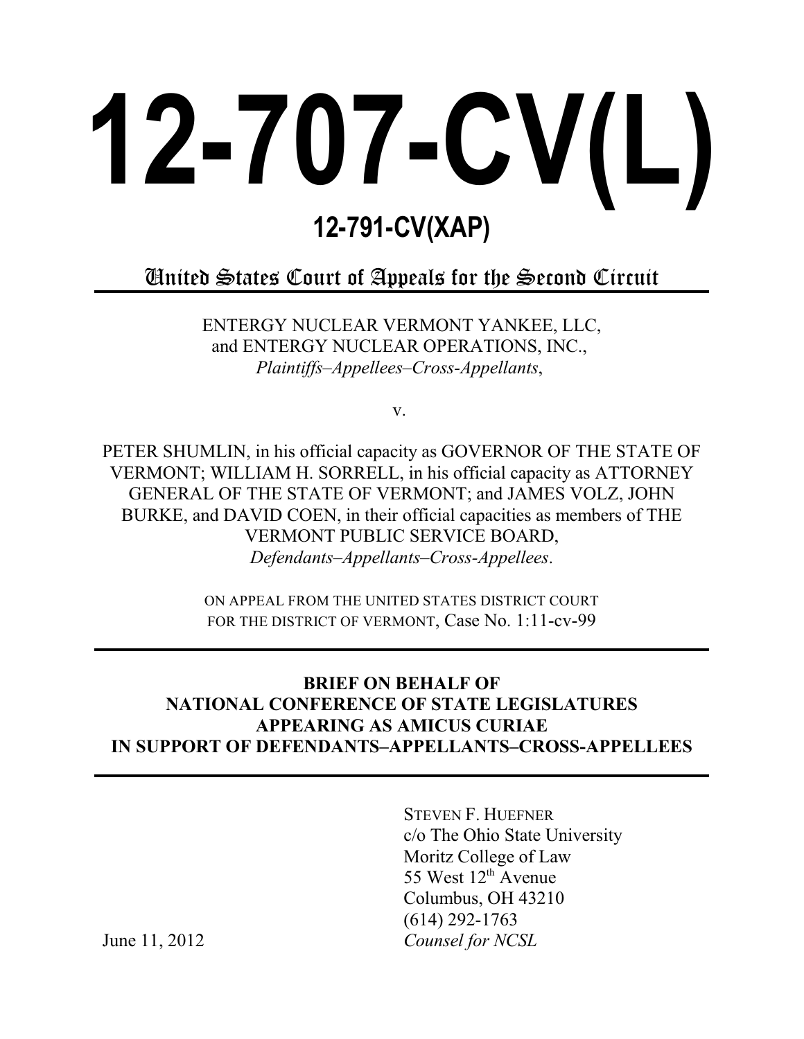# 12-707-CV(L)

## 12-791-CV(XAP)

### United States Court of Appeals for the Second Circuit

ENTERGY NUCLEAR VERMONT YANKEE, LLC,
and ENTERGY NUCLEAR OPERATIONS, INC.,
*Plaintiffs–Appellees–Cross-Appellants*,

v.

PETER SHUMLIN, in his official capacity as GOVERNOR OF THE STATE OF VERMONT; WILLIAM H. SORRELL, in his official capacity as ATTORNEY GENERAL OF THE STATE OF VERMONT; and JAMES VOLZ, JOHN BURKE, and DAVID COEN, in their official capacities as members of THE VERMONT PUBLIC SERVICE BOARD,
*Defendants–Appellants–Cross-Appellees*.

ON APPEAL FROM THE UNITED STATES DISTRICT COURT FOR THE DISTRICT OF VERMONT, Case No. 1:11-cv-99

**BRIEF ON BEHALF OF NATIONAL CONFERENCE OF STATE LEGISLATURES APPEARING AS AMICUS CURIAE IN SUPPORT OF DEFENDANTS–APPELLANTS–CROSS-APPELLEES**

STEVEN F. HUEFNER
c/o The Ohio State University
Moritz College of Law
55 West 12th Avenue
Columbus, OH 43210
(614) 292-1763
*Counsel for NCSL*

June 11, 2012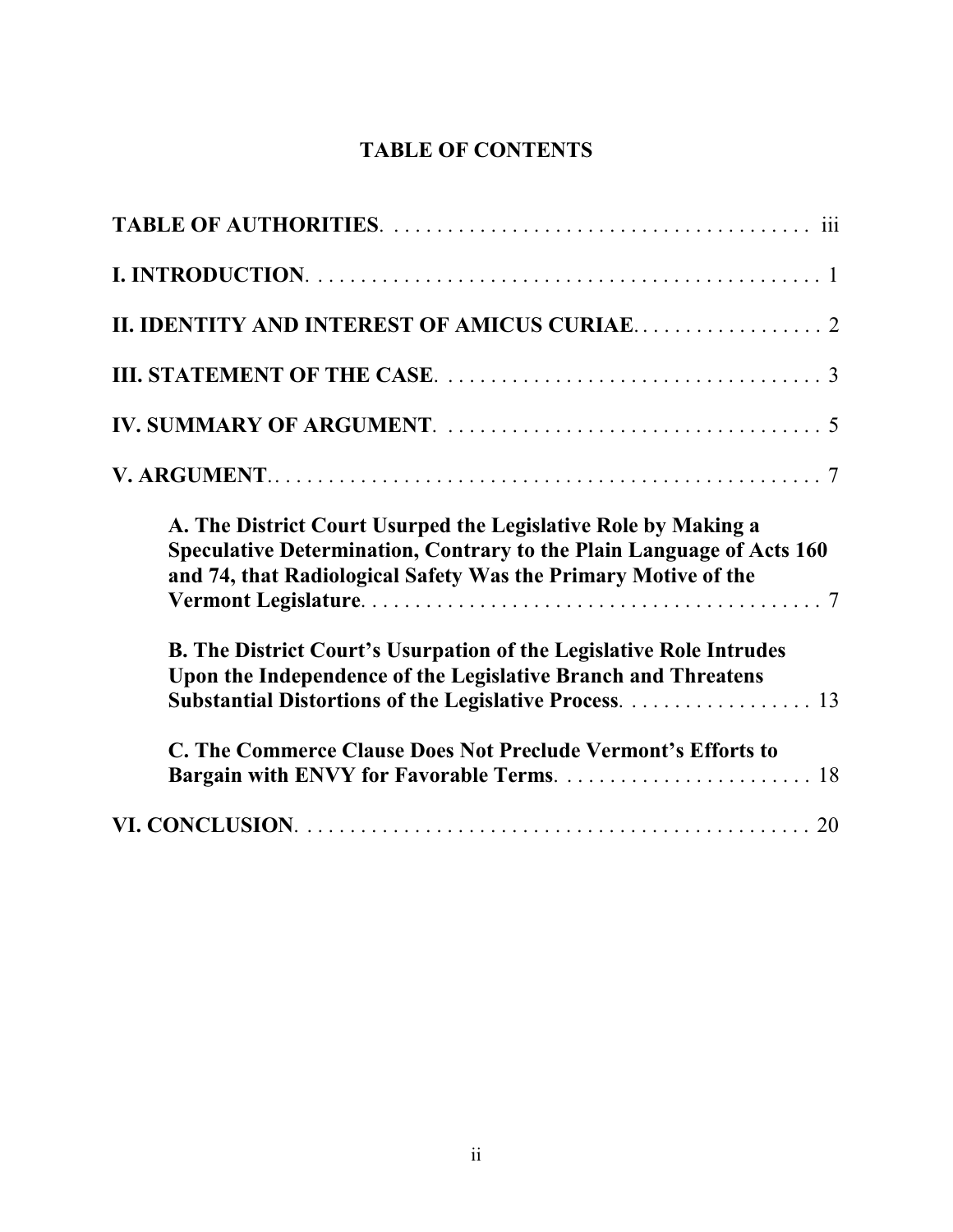# TABLE OF CONTENTS

**TABLE OF AUTHORITIES** . . . . . . . . . . . . . . . . . . . . . . . . . . . . . . . . . . . . . . . iii

**I. INTRODUCTION** . . . . . . . . . . . . . . . . . . . . . . . . . . . . . . . . . . . . . . . . . . . . . . . 1

**II. IDENTITY AND INTEREST OF AMICUS CURIAE** . . . . . . . . . . . . . . . . . . 2

**III. STATEMENT OF THE CASE** . . . . . . . . . . . . . . . . . . . . . . . . . . . . . . . . . . . 3

**IV. SUMMARY OF ARGUMENT** . . . . . . . . . . . . . . . . . . . . . . . . . . . . . . . . . . . 5

**V. ARGUMENT** . . . . . . . . . . . . . . . . . . . . . . . . . . . . . . . . . . . . . . . . . . . . . . . . . . 7

> **A. The District Court Usurped the Legislative Role by Making a Speculative Determination, Contrary to the Plain Language of Acts 160 and 74, that Radiological Safety Was the Primary Motive of the Vermont Legislature** . . . . . . . . . . . . . . . . . . . . . . . . . . . . . . . . . . . . . . . . . . 7
>
> **B. The District Court's Usurpation of the Legislative Role Intrudes Upon the Independence of the Legislative Branch and Threatens Substantial Distortions of the Legislative Process** . . . . . . . . . . . . . . . . . . 13
>
> **C. The Commerce Clause Does Not Preclude Vermont's Efforts to Bargain with ENVY for Favorable Terms** . . . . . . . . . . . . . . . . . . . . . . . . 18

**VI. CONCLUSION** . . . . . . . . . . . . . . . . . . . . . . . . . . . . . . . . . . . . . . . . . . . . . . . . 20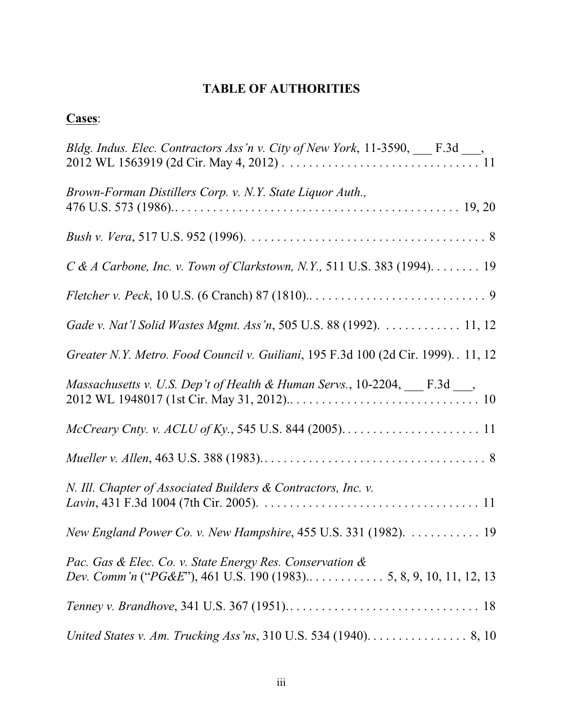# TABLE OF AUTHORITIES

**Cases**:

*Bldg. Indus. Elec. Contractors Ass'n v. City of New York*, 11-3590, ___ F.3d ___, 2012 WL 1563919 (2d Cir. May 4, 2012) . . . . . . . . . . . . . . . . . . . . . . . . . . . . . . . 11

*Brown-Forman Distillers Corp. v. N.Y. State Liquor Auth.*, 476 U.S. 573 (1986).. . . . . . . . . . . . . . . . . . . . . . . . . . . . . . . . . . . . . . . . . . . . . . 19, 20

*Bush v. Vera*, 517 U.S. 952 (1996). . . . . . . . . . . . . . . . . . . . . . . . . . . . . . . . . . . . . 8

*C & A Carbone, Inc. v. Town of Clarkstown, N.Y.*, 511 U.S. 383 (1994). . . . . . . . 19

*Fletcher v. Peck*, 10 U.S. (6 Cranch) 87 (1810).. . . . . . . . . . . . . . . . . . . . . . . . . . . . 9

*Gade v. Nat'l Solid Wastes Mgmt. Ass'n*, 505 U.S. 88 (1992). . . . . . . . . . . . . 11, 12

*Greater N.Y. Metro. Food Council v. Guiliani*, 195 F.3d 100 (2d Cir. 1999). . 11, 12

*Massachusetts v. U.S. Dep't of Health & Human Servs.*, 10-2204, ___ F.3d ___, 2012 WL 1948017 (1st Cir. May 31, 2012).. . . . . . . . . . . . . . . . . . . . . . . . . . . . . . 10

*McCreary Cnty. v. ACLU of Ky.*, 545 U.S. 844 (2005). . . . . . . . . . . . . . . . . . . . . . 11

*Mueller v. Allen*, 463 U.S. 388 (1983). . . . . . . . . . . . . . . . . . . . . . . . . . . . . . . . . . . . 8

*N. Ill. Chapter of Associated Builders & Contractors, Inc. v. Lavin*, 431 F.3d 1004 (7th Cir. 2005). . . . . . . . . . . . . . . . . . . . . . . . . . . . . . . . . . . 11

*New England Power Co. v. New Hampshire*, 455 U.S. 331 (1982). . . . . . . . . . . 19

*Pac. Gas & Elec. Co. v. State Energy Res. Conservation & Dev. Comm'n* ("*PG&E*"), 461 U.S. 190 (1983).. . . . . . . . . . . . 5, 8, 9, 10, 11, 12, 13

*Tenney v. Brandhove*, 341 U.S. 367 (1951). . . . . . . . . . . . . . . . . . . . . . . . . . . . . . . 18

*United States v. Am. Trucking Ass'ns*, 310 U.S. 534 (1940). . . . . . . . . . . . . . . . 8, 10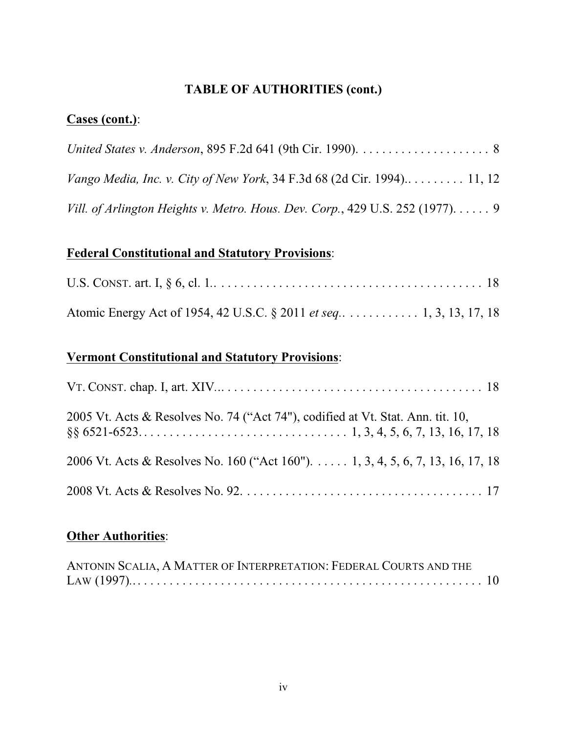## TABLE OF AUTHORITIES (cont.)

**Cases (cont.)**:

*United States v. Anderson*, 895 F.2d 641 (9th Cir. 1990). . . . . . . . . . . . . . . . . . . . . 8

*Vango Media, Inc. v. City of New York*, 34 F.3d 68 (2d Cir. 1994).. . . . . . . . . 11, 12

*Vill. of Arlington Heights v. Metro. Hous. Dev. Corp.*, 429 U.S. 252 (1977). . . . . . 9

**Federal Constitutional and Statutory Provisions**:

U.S. CONST. art. I, § 6, cl. 1.. . . . . . . . . . . . . . . . . . . . . . . . . . . . . . . . . . . . . . . . . 18

Atomic Energy Act of 1954, 42 U.S.C. § 2011 *et seq*.. . . . . . . . . . . . 1, 3, 13, 17, 18

**Vermont Constitutional and Statutory Provisions**:

VT. CONST. chap. I, art. XIV... . . . . . . . . . . . . . . . . . . . . . . . . . . . . . . . . . . . . . . . 18

2005 Vt. Acts & Resolves No. 74 ("Act 74"), codified at Vt. Stat. Ann. tit. 10, §§ 6521-6523. . . . . . . . . . . . . . . . . . . . . . . . . . . . . . . . 1, 3, 4, 5, 6, 7, 13, 16, 17, 18

2006 Vt. Acts & Resolves No. 160 ("Act 160"). . . . . . 1, 3, 4, 5, 6, 7, 13, 16, 17, 18

2008 Vt. Acts & Resolves No. 92. . . . . . . . . . . . . . . . . . . . . . . . . . . . . . . . . . . . . . 17

**Other Authorities**:

ANTONIN SCALIA, A MATTER OF INTERPRETATION: FEDERAL COURTS AND THE LAW (1997).. . . . . . . . . . . . . . . . . . . . . . . . . . . . . . . . . . . . . . . . . . . . . . . . . . . . . 10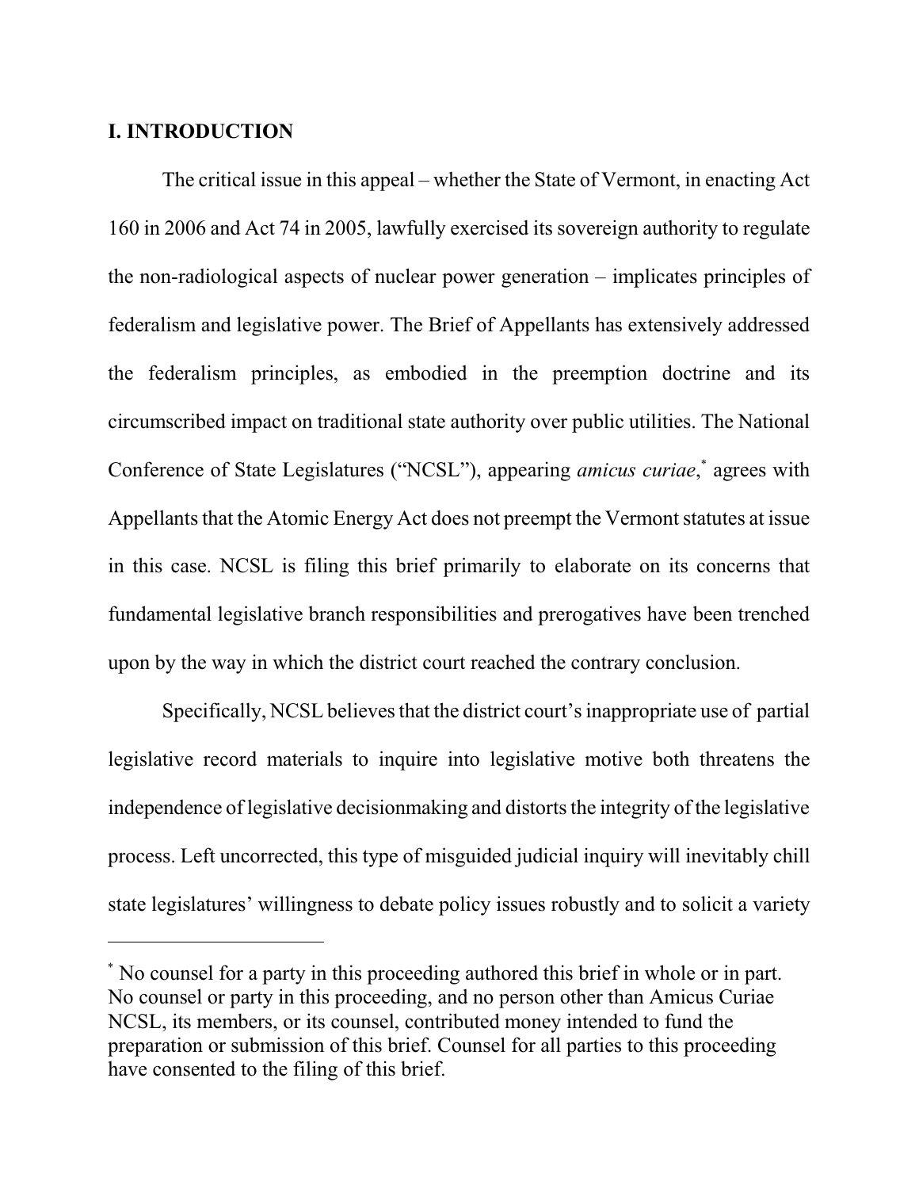## I. INTRODUCTION

The critical issue in this appeal – whether the State of Vermont, in enacting Act 160 in 2006 and Act 74 in 2005, lawfully exercised its sovereign authority to regulate the non-radiological aspects of nuclear power generation – implicates principles of federalism and legislative power. The Brief of Appellants has extensively addressed the federalism principles, as embodied in the preemption doctrine and its circumscribed impact on traditional state authority over public utilities. The National Conference of State Legislatures ("NCSL"), appearing *amicus curiae*,[*] agrees with Appellants that the Atomic Energy Act does not preempt the Vermont statutes at issue in this case. NCSL is filing this brief primarily to elaborate on its concerns that fundamental legislative branch responsibilities and prerogatives have been trenched upon by the way in which the district court reached the contrary conclusion.

Specifically, NCSL believes that the district court's inappropriate use of partial legislative record materials to inquire into legislative motive both threatens the independence of legislative decisionmaking and distorts the integrity of the legislative process. Left uncorrected, this type of misguided judicial inquiry will inevitably chill state legislatures' willingness to debate policy issues robustly and to solicit a variety

---

[*] No counsel for a party in this proceeding authored this brief in whole or in part. No counsel or party in this proceeding, and no person other than Amicus Curiae NCSL, its members, or its counsel, contributed money intended to fund the preparation or submission of this brief. Counsel for all parties to this proceeding have consented to the filing of this brief.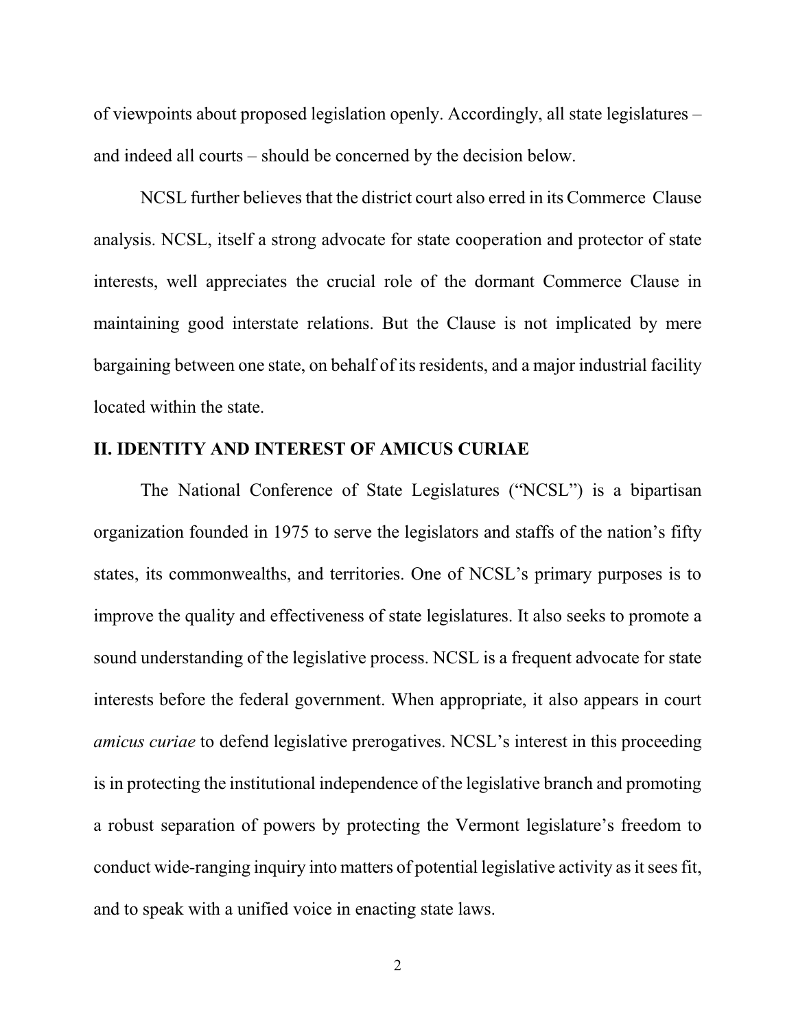of viewpoints about proposed legislation openly. Accordingly, all state legislatures – and indeed all courts – should be concerned by the decision below.

NCSL further believes that the district court also erred in its Commerce Clause analysis. NCSL, itself a strong advocate for state cooperation and protector of state interests, well appreciates the crucial role of the dormant Commerce Clause in maintaining good interstate relations. But the Clause is not implicated by mere bargaining between one state, on behalf of its residents, and a major industrial facility located within the state.

## II. IDENTITY AND INTEREST OF AMICUS CURIAE

The National Conference of State Legislatures ("NCSL") is a bipartisan organization founded in 1975 to serve the legislators and staffs of the nation's fifty states, its commonwealths, and territories. One of NCSL's primary purposes is to improve the quality and effectiveness of state legislatures. It also seeks to promote a sound understanding of the legislative process. NCSL is a frequent advocate for state interests before the federal government. When appropriate, it also appears in court *amicus curiae* to defend legislative prerogatives. NCSL's interest in this proceeding is in protecting the institutional independence of the legislative branch and promoting a robust separation of powers by protecting the Vermont legislature's freedom to conduct wide-ranging inquiry into matters of potential legislative activity as it sees fit, and to speak with a unified voice in enacting state laws.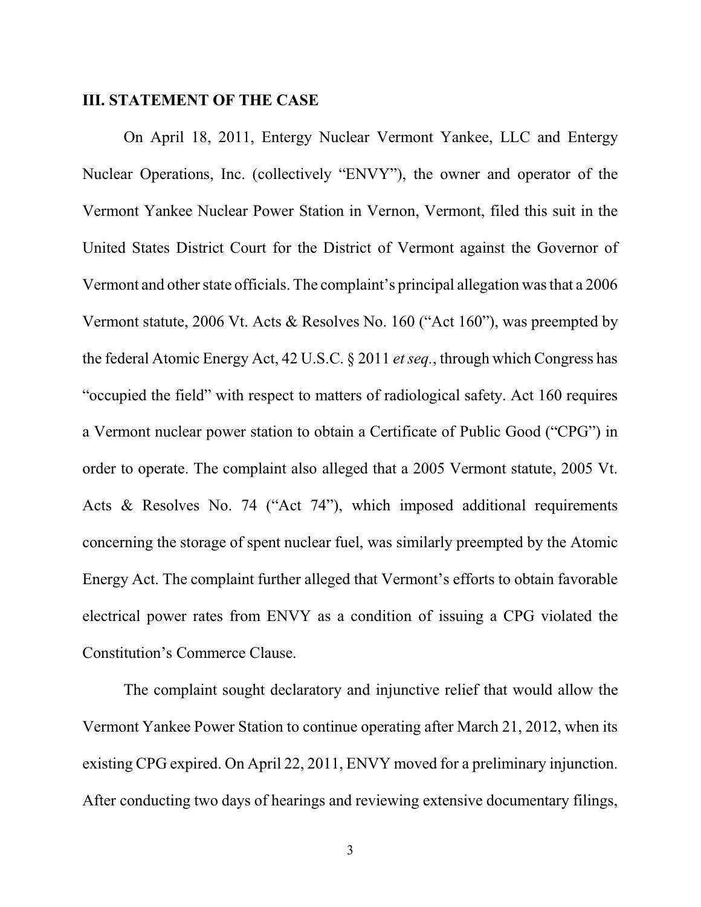## III. STATEMENT OF THE CASE

On April 18, 2011, Entergy Nuclear Vermont Yankee, LLC and Entergy Nuclear Operations, Inc. (collectively "ENVY"), the owner and operator of the Vermont Yankee Nuclear Power Station in Vernon, Vermont, filed this suit in the United States District Court for the District of Vermont against the Governor of Vermont and other state officials. The complaint's principal allegation was that a 2006 Vermont statute, 2006 Vt. Acts & Resolves No. 160 ("Act 160"), was preempted by the federal Atomic Energy Act, 42 U.S.C. § 2011 *et seq.*, through which Congress has "occupied the field" with respect to matters of radiological safety. Act 160 requires a Vermont nuclear power station to obtain a Certificate of Public Good ("CPG") in order to operate. The complaint also alleged that a 2005 Vermont statute, 2005 Vt. Acts & Resolves No. 74 ("Act 74"), which imposed additional requirements concerning the storage of spent nuclear fuel, was similarly preempted by the Atomic Energy Act. The complaint further alleged that Vermont's efforts to obtain favorable electrical power rates from ENVY as a condition of issuing a CPG violated the Constitution's Commerce Clause.

The complaint sought declaratory and injunctive relief that would allow the Vermont Yankee Power Station to continue operating after March 21, 2012, when its existing CPG expired. On April 22, 2011, ENVY moved for a preliminary injunction. After conducting two days of hearings and reviewing extensive documentary filings,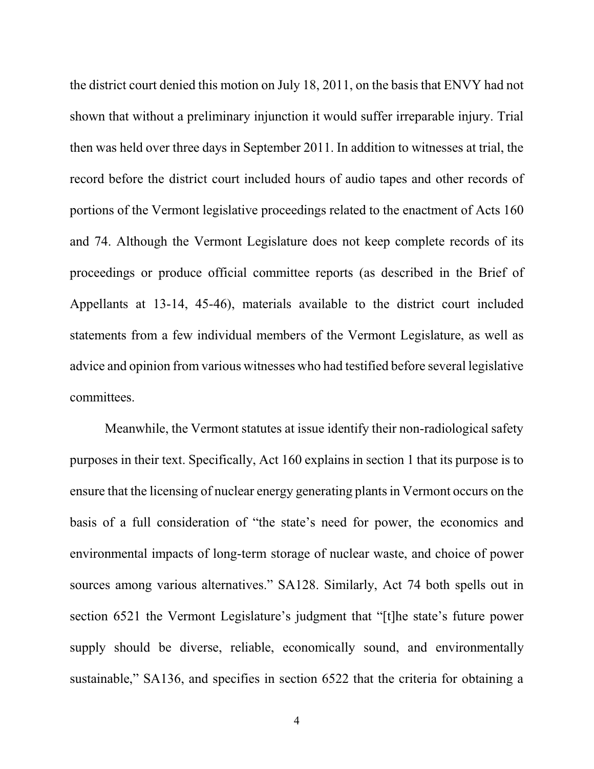the district court denied this motion on July 18, 2011, on the basis that ENVY had not shown that without a preliminary injunction it would suffer irreparable injury. Trial then was held over three days in September 2011. In addition to witnesses at trial, the record before the district court included hours of audio tapes and other records of portions of the Vermont legislative proceedings related to the enactment of Acts 160 and 74. Although the Vermont Legislature does not keep complete records of its proceedings or produce official committee reports (as described in the Brief of Appellants at 13-14, 45-46), materials available to the district court included statements from a few individual members of the Vermont Legislature, as well as advice and opinion from various witnesses who had testified before several legislative committees.

Meanwhile, the Vermont statutes at issue identify their non-radiological safety purposes in their text. Specifically, Act 160 explains in section 1 that its purpose is to ensure that the licensing of nuclear energy generating plants in Vermont occurs on the basis of a full consideration of "the state's need for power, the economics and environmental impacts of long-term storage of nuclear waste, and choice of power sources among various alternatives." SA128. Similarly, Act 74 both spells out in section 6521 the Vermont Legislature's judgment that "[t]he state's future power supply should be diverse, reliable, economically sound, and environmentally sustainable," SA136, and specifies in section 6522 that the criteria for obtaining a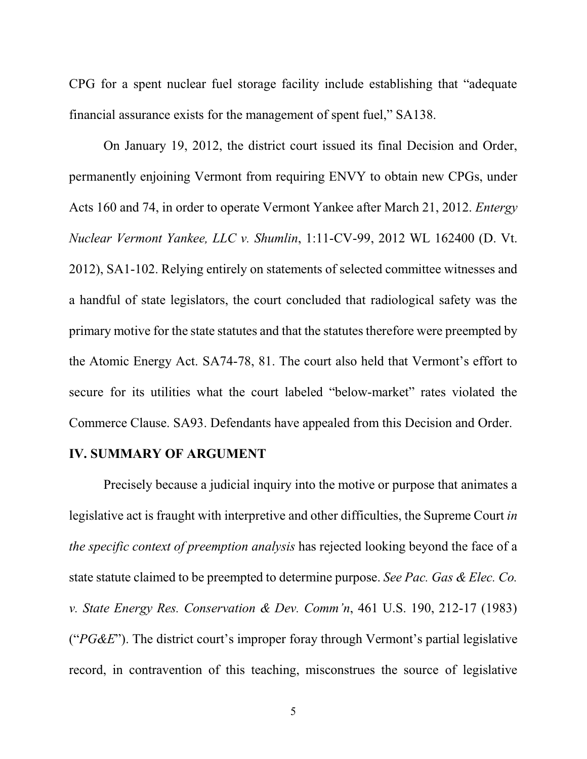CPG for a spent nuclear fuel storage facility include establishing that "adequate financial assurance exists for the management of spent fuel," SA138.

On January 19, 2012, the district court issued its final Decision and Order, permanently enjoining Vermont from requiring ENVY to obtain new CPGs, under Acts 160 and 74, in order to operate Vermont Yankee after March 21, 2012. *Entergy Nuclear Vermont Yankee, LLC v. Shumlin*, 1:11-CV-99, 2012 WL 162400 (D. Vt. 2012), SA1-102. Relying entirely on statements of selected committee witnesses and a handful of state legislators, the court concluded that radiological safety was the primary motive for the state statutes and that the statutes therefore were preempted by the Atomic Energy Act. SA74-78, 81. The court also held that Vermont's effort to secure for its utilities what the court labeled "below-market" rates violated the Commerce Clause. SA93. Defendants have appealed from this Decision and Order.

## IV. SUMMARY OF ARGUMENT

Precisely because a judicial inquiry into the motive or purpose that animates a legislative act is fraught with interpretive and other difficulties, the Supreme Court *in the specific context of preemption analysis* has rejected looking beyond the face of a state statute claimed to be preempted to determine purpose. *See Pac. Gas & Elec. Co. v. State Energy Res. Conservation & Dev. Comm'n*, 461 U.S. 190, 212-17 (1983) ("*PG&E*"). The district court's improper foray through Vermont's partial legislative record, in contravention of this teaching, misconstrues the source of legislative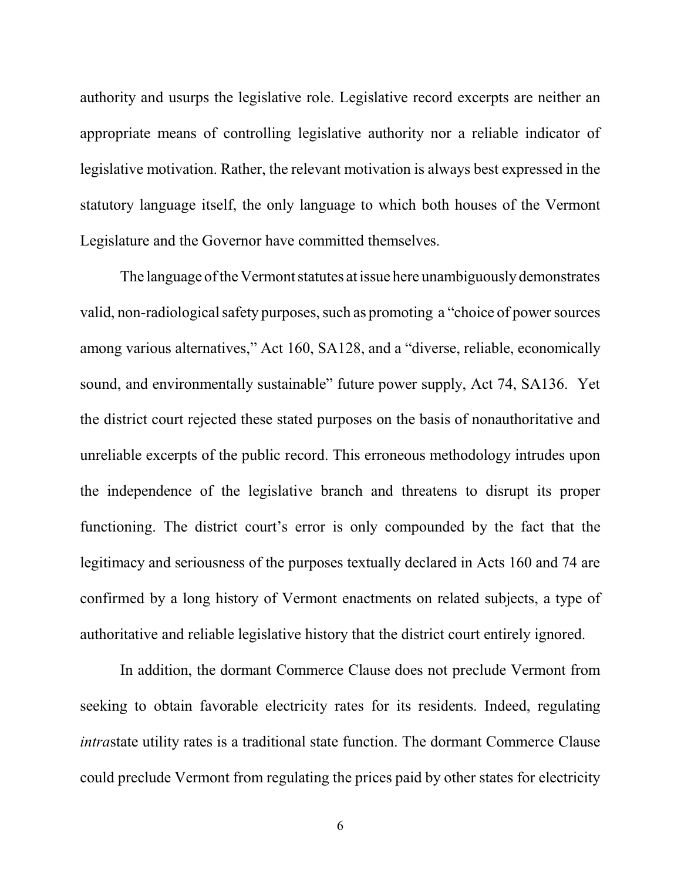authority and usurps the legislative role. Legislative record excerpts are neither an appropriate means of controlling legislative authority nor a reliable indicator of legislative motivation. Rather, the relevant motivation is always best expressed in the statutory language itself, the only language to which both houses of the Vermont Legislature and the Governor have committed themselves.

The language of the Vermont statutes at issue here unambiguously demonstrates valid, non-radiological safety purposes, such as promoting a "choice of power sources among various alternatives," Act 160, SA128, and a "diverse, reliable, economically sound, and environmentally sustainable" future power supply, Act 74, SA136. Yet the district court rejected these stated purposes on the basis of nonauthoritative and unreliable excerpts of the public record. This erroneous methodology intrudes upon the independence of the legislative branch and threatens to disrupt its proper functioning. The district court's error is only compounded by the fact that the legitimacy and seriousness of the purposes textually declared in Acts 160 and 74 are confirmed by a long history of Vermont enactments on related subjects, a type of authoritative and reliable legislative history that the district court entirely ignored.

In addition, the dormant Commerce Clause does not preclude Vermont from seeking to obtain favorable electricity rates for its residents. Indeed, regulating *intra*state utility rates is a traditional state function. The dormant Commerce Clause could preclude Vermont from regulating the prices paid by other states for electricity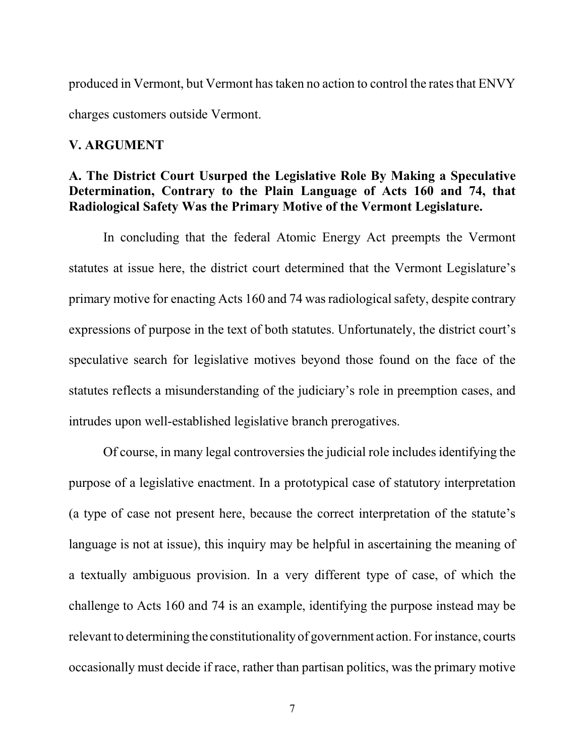produced in Vermont, but Vermont has taken no action to control the rates that ENVY charges customers outside Vermont.

## V. ARGUMENT

### A. The District Court Usurped the Legislative Role By Making a Speculative Determination, Contrary to the Plain Language of Acts 160 and 74, that Radiological Safety Was the Primary Motive of the Vermont Legislature.

In concluding that the federal Atomic Energy Act preempts the Vermont statutes at issue here, the district court determined that the Vermont Legislature's primary motive for enacting Acts 160 and 74 was radiological safety, despite contrary expressions of purpose in the text of both statutes. Unfortunately, the district court's speculative search for legislative motives beyond those found on the face of the statutes reflects a misunderstanding of the judiciary's role in preemption cases, and intrudes upon well-established legislative branch prerogatives.

Of course, in many legal controversies the judicial role includes identifying the purpose of a legislative enactment. In a prototypical case of statutory interpretation (a type of case not present here, because the correct interpretation of the statute's language is not at issue), this inquiry may be helpful in ascertaining the meaning of a textually ambiguous provision. In a very different type of case, of which the challenge to Acts 160 and 74 is an example, identifying the purpose instead may be relevant to determining the constitutionality of government action. For instance, courts occasionally must decide if race, rather than partisan politics, was the primary motive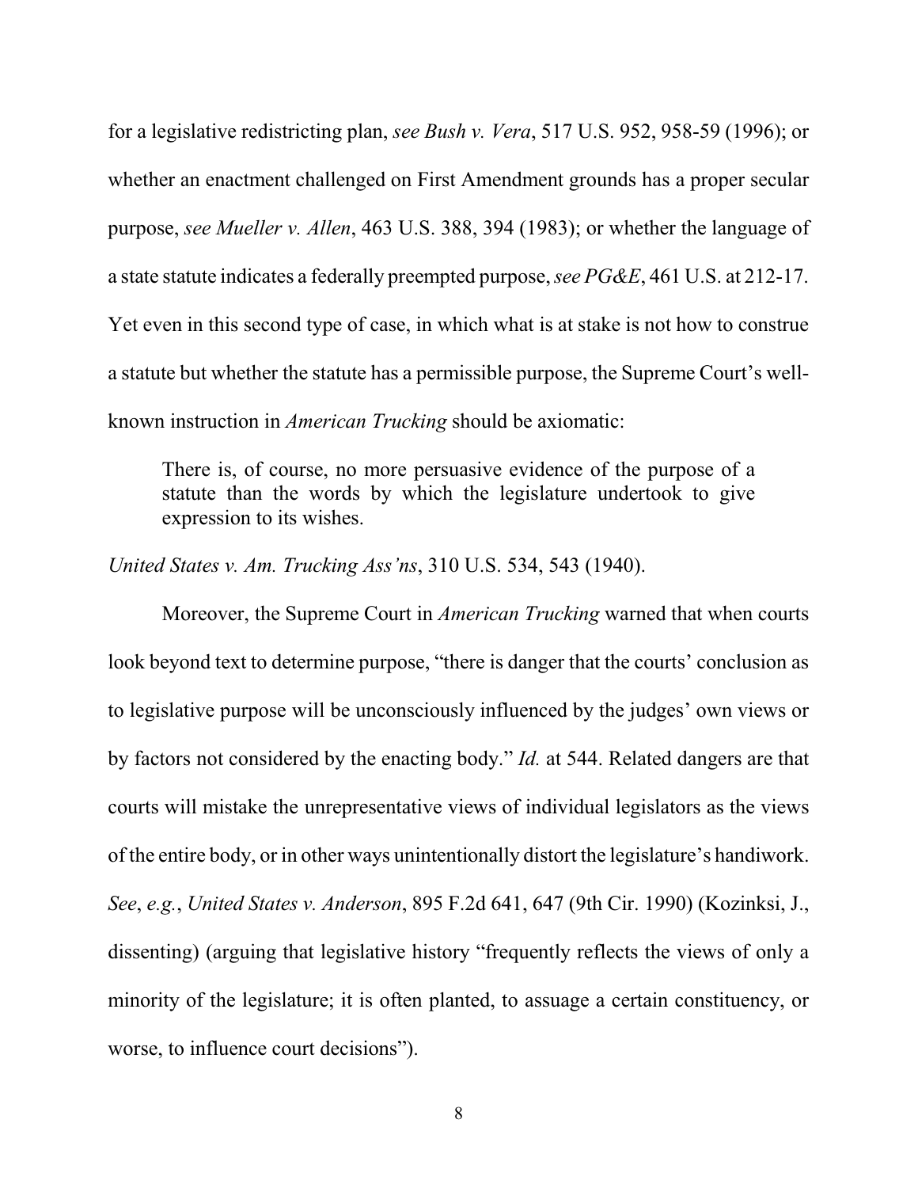for a legislative redistricting plan, *see Bush v. Vera*, 517 U.S. 952, 958-59 (1996); or whether an enactment challenged on First Amendment grounds has a proper secular purpose, *see Mueller v. Allen*, 463 U.S. 388, 394 (1983); or whether the language of a state statute indicates a federally preempted purpose, *see PG&E*, 461 U.S. at 212-17. Yet even in this second type of case, in which what is at stake is not how to construe a statute but whether the statute has a permissible purpose, the Supreme Court's well-known instruction in *American Trucking* should be axiomatic:

> There is, of course, no more persuasive evidence of the purpose of a statute than the words by which the legislature undertook to give expression to its wishes.

*United States v. Am. Trucking Ass'ns*, 310 U.S. 534, 543 (1940).

Moreover, the Supreme Court in *American Trucking* warned that when courts look beyond text to determine purpose, "there is danger that the courts' conclusion as to legislative purpose will be unconsciously influenced by the judges' own views or by factors not considered by the enacting body." *Id.* at 544. Related dangers are that courts will mistake the unrepresentative views of individual legislators as the views of the entire body, or in other ways unintentionally distort the legislature's handiwork. *See*, *e.g.*, *United States v. Anderson*, 895 F.2d 641, 647 (9th Cir. 1990) (Kozinksi, J., dissenting) (arguing that legislative history "frequently reflects the views of only a minority of the legislature; it is often planted, to assuage a certain constituency, or worse, to influence court decisions").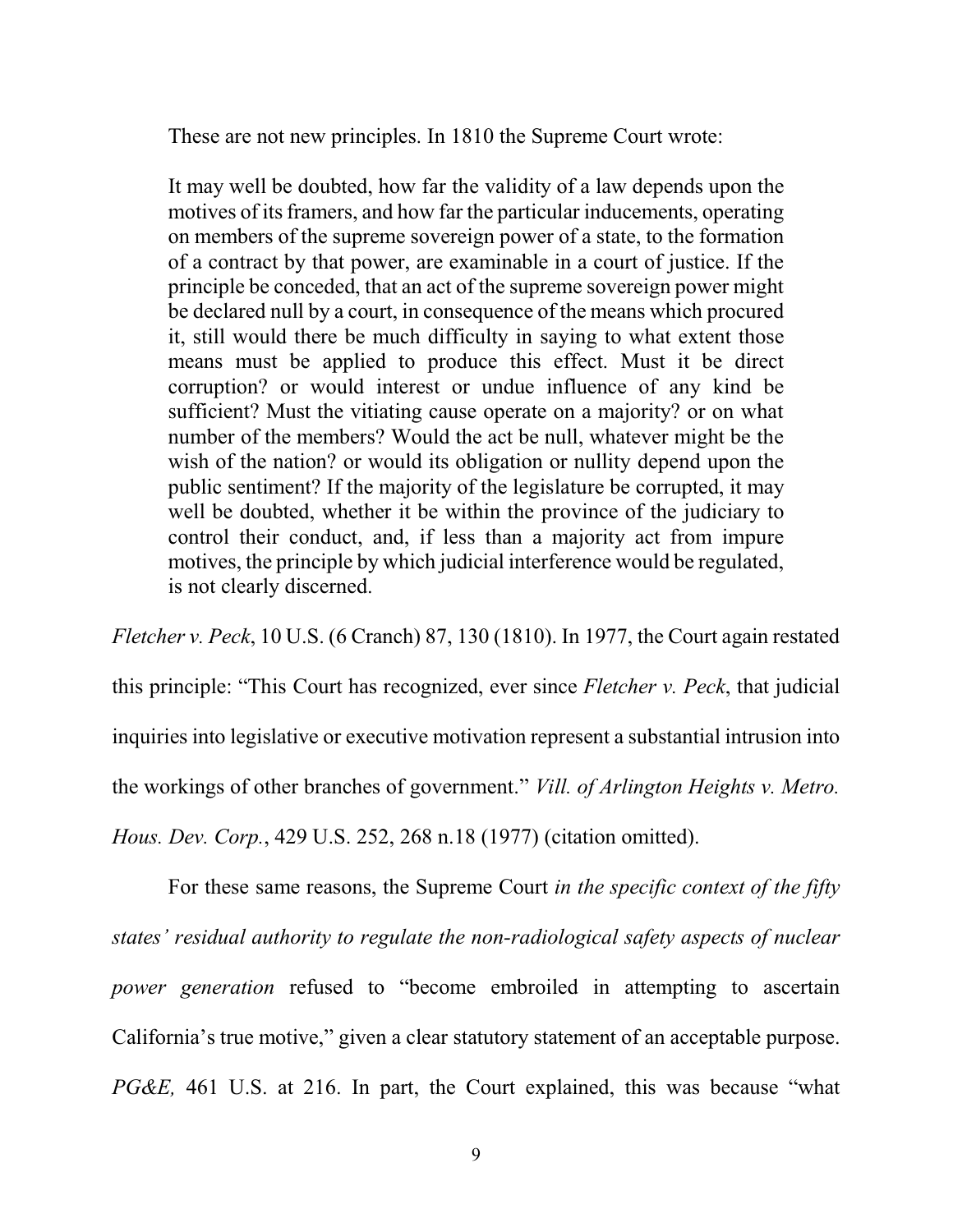These are not new principles. In 1810 the Supreme Court wrote:

> It may well be doubted, how far the validity of a law depends upon the motives of its framers, and how far the particular inducements, operating on members of the supreme sovereign power of a state, to the formation of a contract by that power, are examinable in a court of justice. If the principle be conceded, that an act of the supreme sovereign power might be declared null by a court, in consequence of the means which procured it, still would there be much difficulty in saying to what extent those means must be applied to produce this effect. Must it be direct corruption? or would interest or undue influence of any kind be sufficient? Must the vitiating cause operate on a majority? or on what number of the members? Would the act be null, whatever might be the wish of the nation? or would its obligation or nullity depend upon the public sentiment? If the majority of the legislature be corrupted, it may well be doubted, whether it be within the province of the judiciary to control their conduct, and, if less than a majority act from impure motives, the principle by which judicial interference would be regulated, is not clearly discerned.

*Fletcher v. Peck*, 10 U.S. (6 Cranch) 87, 130 (1810). In 1977, the Court again restated this principle: "This Court has recognized, ever since *Fletcher v. Peck*, that judicial inquiries into legislative or executive motivation represent a substantial intrusion into the workings of other branches of government." *Vill. of Arlington Heights v. Metro. Hous. Dev. Corp.*, 429 U.S. 252, 268 n.18 (1977) (citation omitted).

For these same reasons, the Supreme Court *in the specific context of the fifty states' residual authority to regulate the non-radiological safety aspects of nuclear power generation* refused to "become embroiled in attempting to ascertain California's true motive," given a clear statutory statement of an acceptable purpose. *PG&E,* 461 U.S. at 216. In part, the Court explained, this was because "what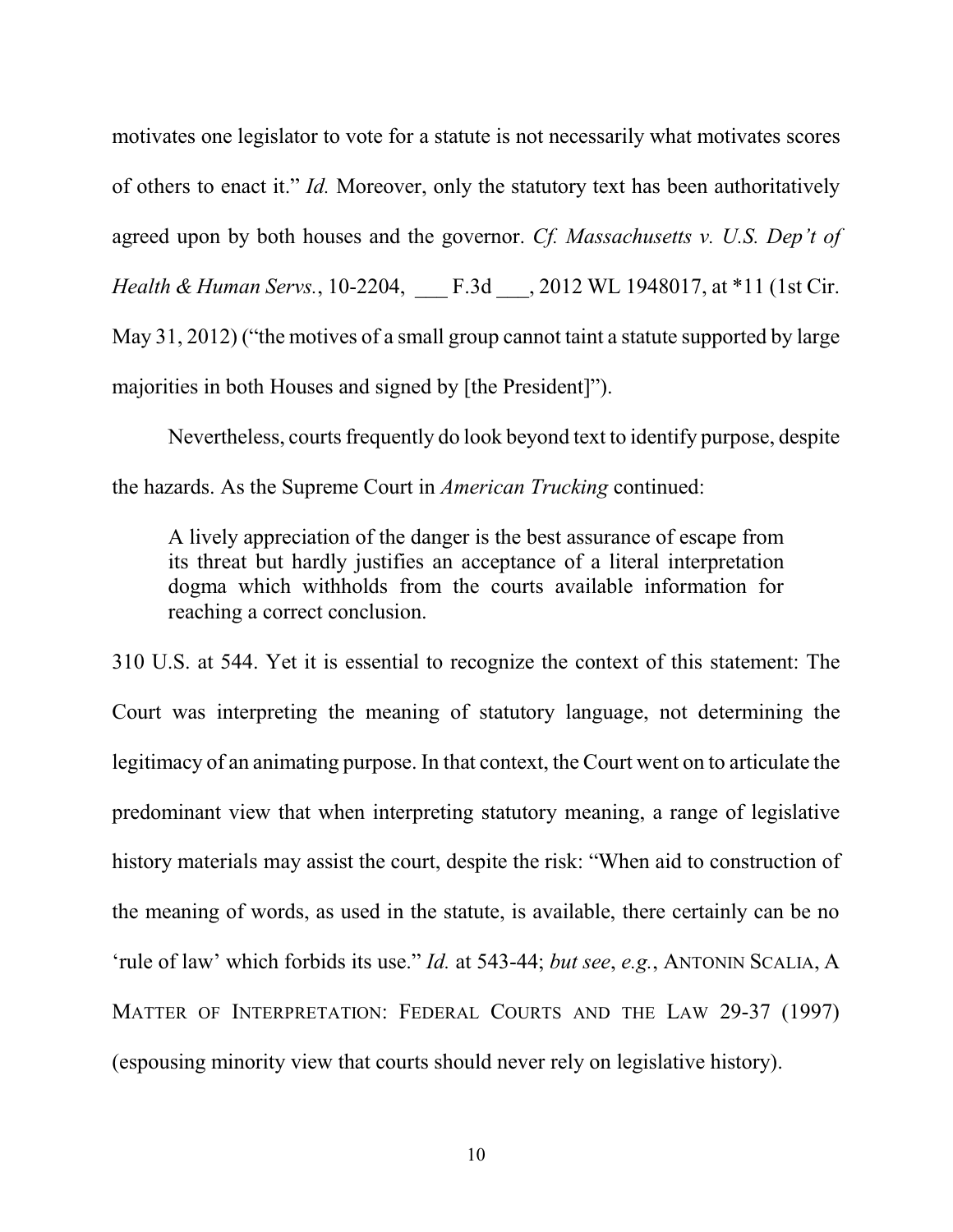motivates one legislator to vote for a statute is not necessarily what motivates scores of others to enact it." *Id.* Moreover, only the statutory text has been authoritatively agreed upon by both houses and the governor. *Cf. Massachusetts v. U.S. Dep't of Health & Human Servs.*, 10-2204, ___ F.3d ___, 2012 WL 1948017, at *11 (1st Cir. May 31, 2012) ("the motives of a small group cannot taint a statute supported by large majorities in both Houses and signed by [the President]").

Nevertheless, courts frequently do look beyond text to identify purpose, despite the hazards. As the Supreme Court in *American Trucking* continued:

> A lively appreciation of the danger is the best assurance of escape from its threat but hardly justifies an acceptance of a literal interpretation dogma which withholds from the courts available information for reaching a correct conclusion.

310 U.S. at 544. Yet it is essential to recognize the context of this statement: The Court was interpreting the meaning of statutory language, not determining the legitimacy of an animating purpose. In that context, the Court went on to articulate the predominant view that when interpreting statutory meaning, a range of legislative history materials may assist the court, despite the risk: "When aid to construction of the meaning of words, as used in the statute, is available, there certainly can be no 'rule of law' which forbids its use." *Id.* at 543-44; *but see*, *e.g.*, ANTONIN SCALIA, A MATTER OF INTERPRETATION: FEDERAL COURTS AND THE LAW 29-37 (1997) (espousing minority view that courts should never rely on legislative history).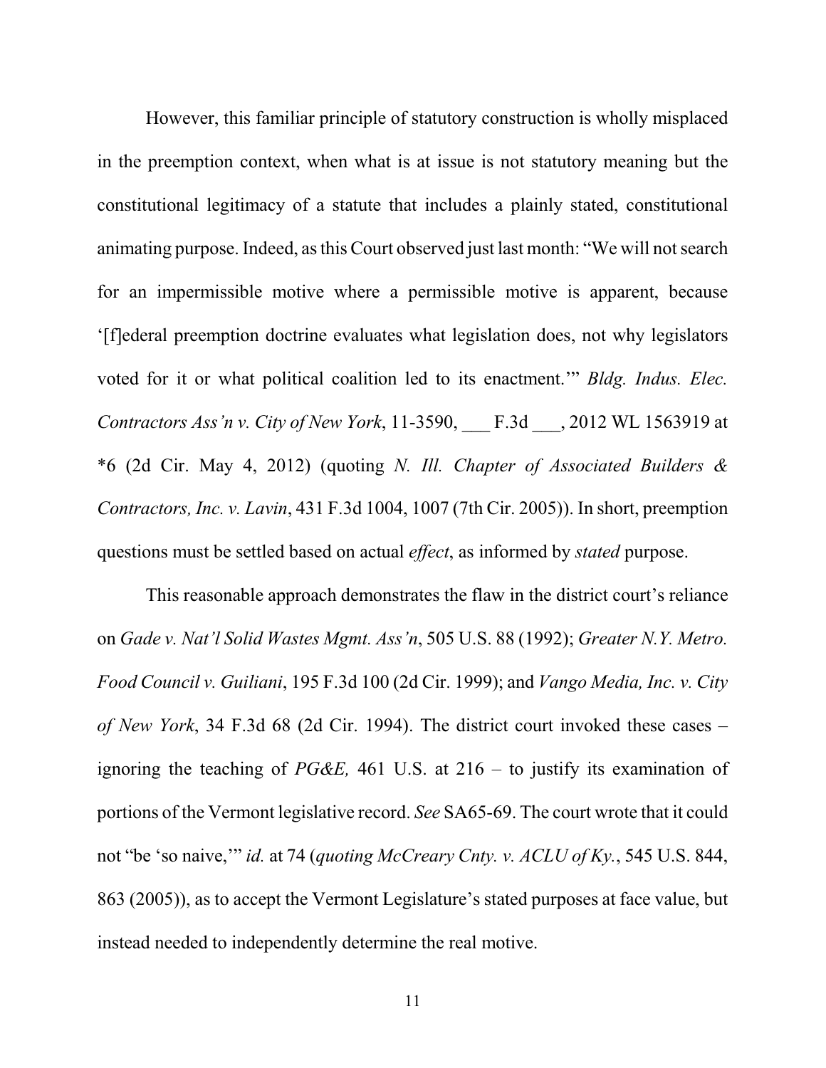However, this familiar principle of statutory construction is wholly misplaced in the preemption context, when what is at issue is not statutory meaning but the constitutional legitimacy of a statute that includes a plainly stated, constitutional animating purpose. Indeed, as this Court observed just last month: "We will not search for an impermissible motive where a permissible motive is apparent, because '[f]ederal preemption doctrine evaluates what legislation does, not why legislators voted for it or what political coalition led to its enactment.'" *Bldg. Indus. Elec. Contractors Ass'n v. City of New York*, 11-3590, ___ F.3d ___, 2012 WL 1563919 at *6 (2d Cir. May 4, 2012) (quoting *N. Ill. Chapter of Associated Builders & Contractors, Inc. v. Lavin*, 431 F.3d 1004, 1007 (7th Cir. 2005)). In short, preemption questions must be settled based on actual *effect*, as informed by *stated* purpose.

This reasonable approach demonstrates the flaw in the district court's reliance on *Gade v. Nat'l Solid Wastes Mgmt. Ass'n*, 505 U.S. 88 (1992); *Greater N.Y. Metro. Food Council v. Guiliani*, 195 F.3d 100 (2d Cir. 1999); and *Vango Media, Inc. v. City of New York*, 34 F.3d 68 (2d Cir. 1994). The district court invoked these cases – ignoring the teaching of *PG&E,* 461 U.S. at 216 – to justify its examination of portions of the Vermont legislative record. *See* SA65-69. The court wrote that it could not "be 'so naive,'" *id.* at 74 (*quoting McCreary Cnty. v. ACLU of Ky.*, 545 U.S. 844, 863 (2005)), as to accept the Vermont Legislature's stated purposes at face value, but instead needed to independently determine the real motive.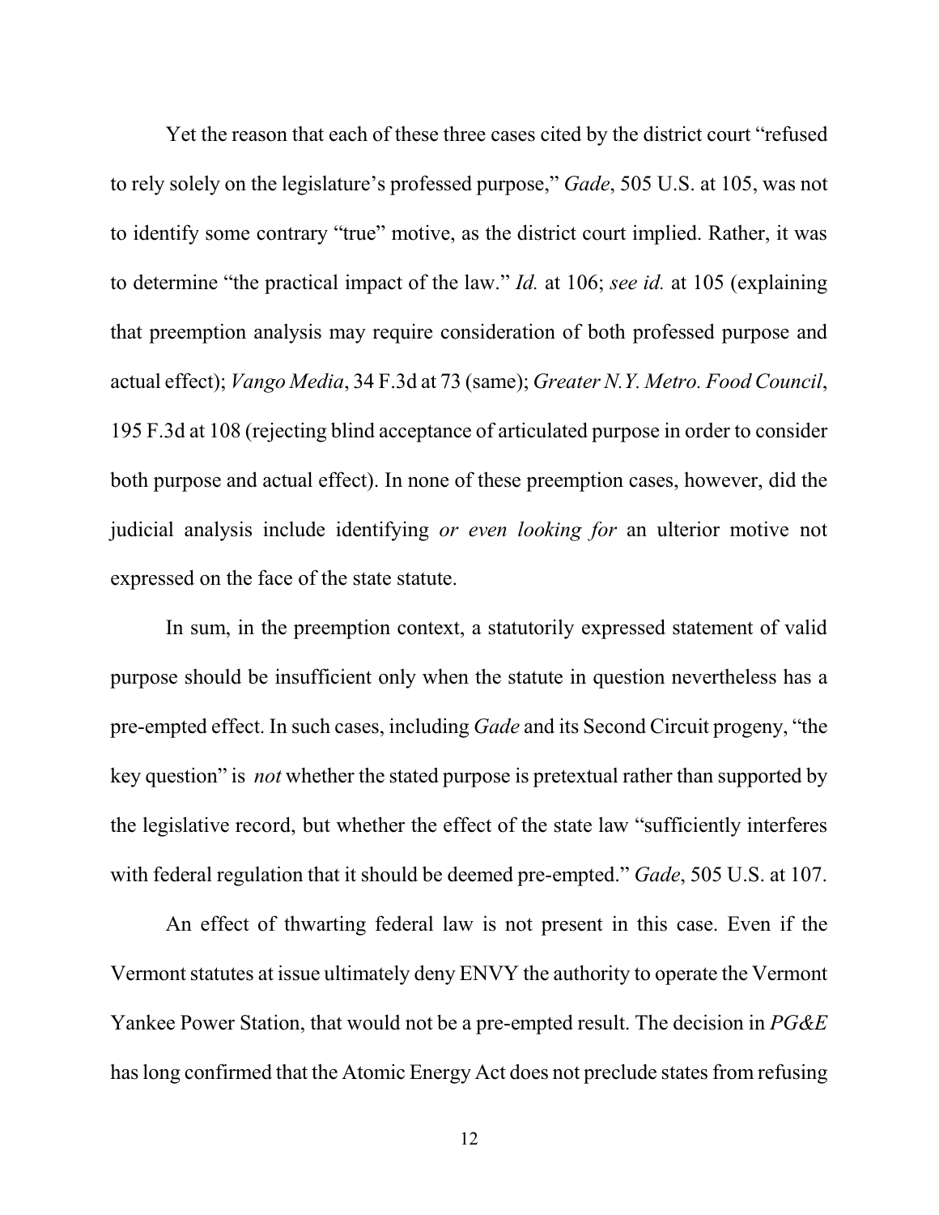Yet the reason that each of these three cases cited by the district court "refused to rely solely on the legislature's professed purpose," *Gade*, 505 U.S. at 105, was not to identify some contrary "true" motive, as the district court implied. Rather, it was to determine "the practical impact of the law." *Id.* at 106; *see id.* at 105 (explaining that preemption analysis may require consideration of both professed purpose and actual effect); *Vango Media*, 34 F.3d at 73 (same); *Greater N.Y. Metro. Food Council*, 195 F.3d at 108 (rejecting blind acceptance of articulated purpose in order to consider both purpose and actual effect). In none of these preemption cases, however, did the judicial analysis include identifying *or even looking for* an ulterior motive not expressed on the face of the state statute.

In sum, in the preemption context, a statutorily expressed statement of valid purpose should be insufficient only when the statute in question nevertheless has a pre-empted effect. In such cases, including *Gade* and its Second Circuit progeny, "the key question" is *not* whether the stated purpose is pretextual rather than supported by the legislative record, but whether the effect of the state law "sufficiently interferes with federal regulation that it should be deemed pre-empted." *Gade*, 505 U.S. at 107.

An effect of thwarting federal law is not present in this case. Even if the Vermont statutes at issue ultimately deny ENVY the authority to operate the Vermont Yankee Power Station, that would not be a pre-empted result. The decision in *PG&E* has long confirmed that the Atomic Energy Act does not preclude states from refusing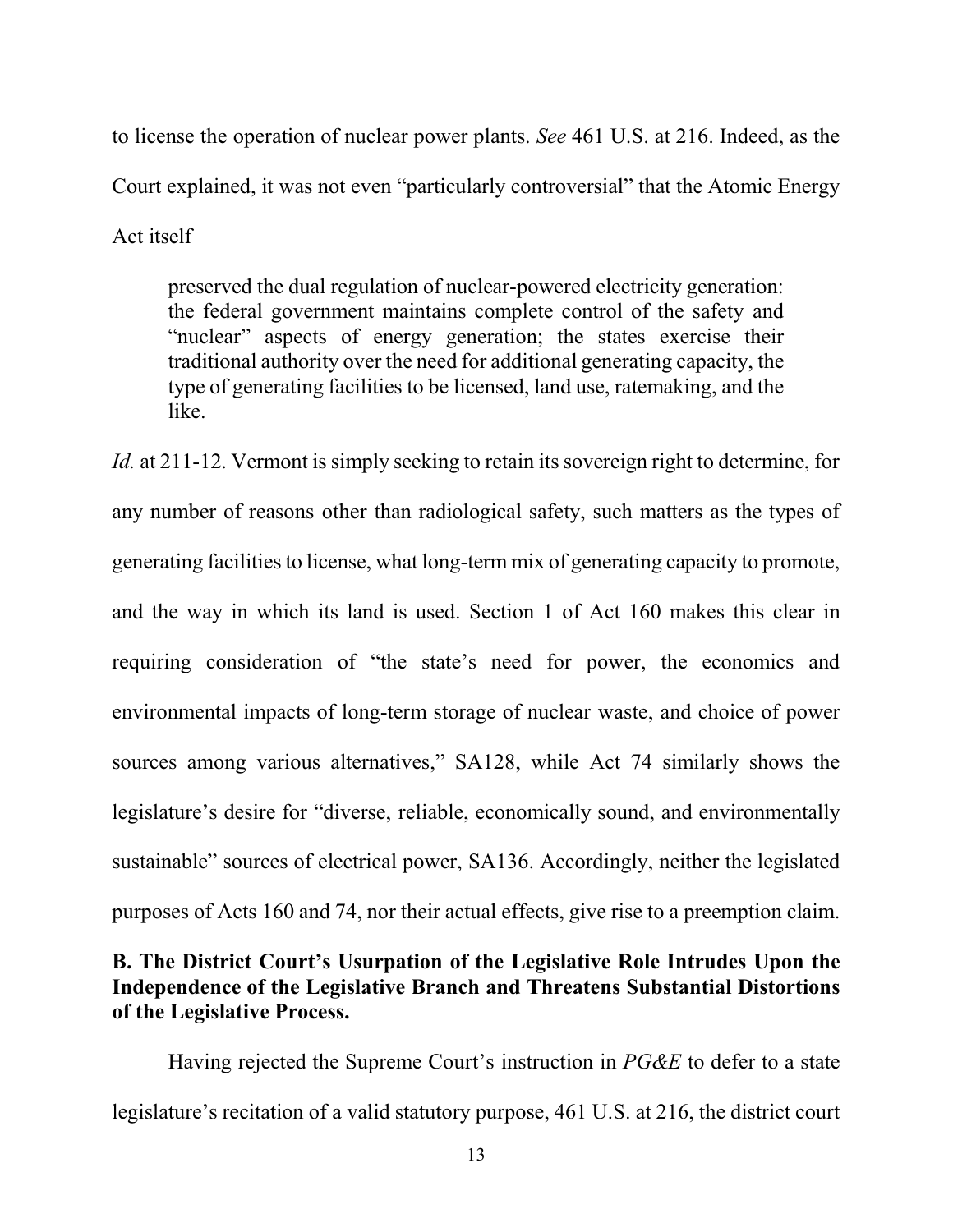to license the operation of nuclear power plants. *See* 461 U.S. at 216. Indeed, as the Court explained, it was not even "particularly controversial" that the Atomic Energy Act itself

> preserved the dual regulation of nuclear-powered electricity generation: the federal government maintains complete control of the safety and "nuclear" aspects of energy generation; the states exercise their traditional authority over the need for additional generating capacity, the type of generating facilities to be licensed, land use, ratemaking, and the like.

*Id.* at 211-12. Vermont is simply seeking to retain its sovereign right to determine, for any number of reasons other than radiological safety, such matters as the types of generating facilities to license, what long-term mix of generating capacity to promote, and the way in which its land is used. Section 1 of Act 160 makes this clear in requiring consideration of "the state's need for power, the economics and environmental impacts of long-term storage of nuclear waste, and choice of power sources among various alternatives," SA128, while Act 74 similarly shows the legislature's desire for "diverse, reliable, economically sound, and environmentally sustainable" sources of electrical power, SA136. Accordingly, neither the legislated purposes of Acts 160 and 74, nor their actual effects, give rise to a preemption claim.

**B. The District Court's Usurpation of the Legislative Role Intrudes Upon the Independence of the Legislative Branch and Threatens Substantial Distortions of the Legislative Process.**

Having rejected the Supreme Court's instruction in *PG&E* to defer to a state legislature's recitation of a valid statutory purpose, 461 U.S. at 216, the district court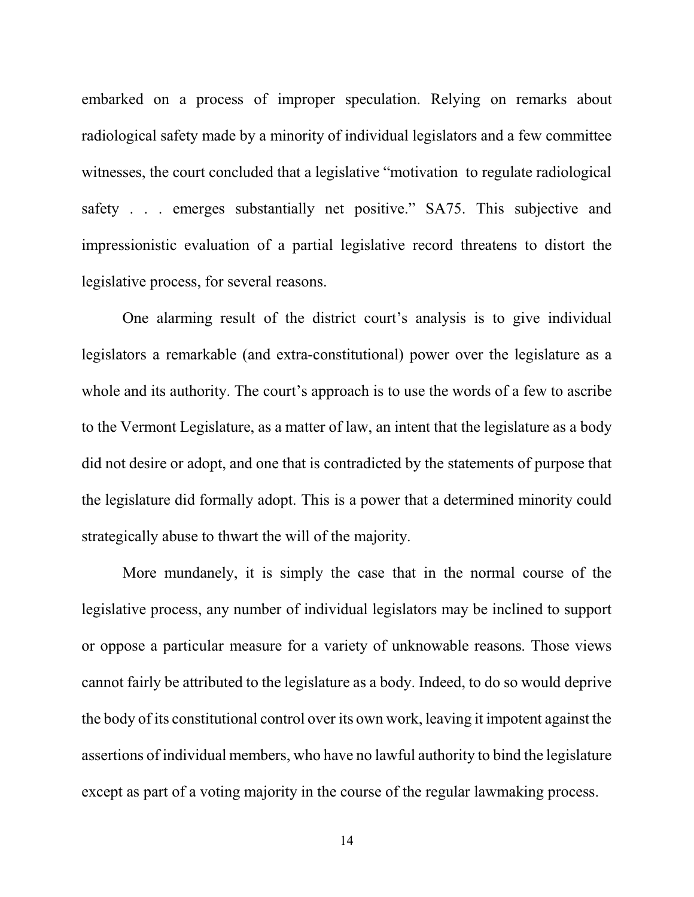embarked on a process of improper speculation. Relying on remarks about radiological safety made by a minority of individual legislators and a few committee witnesses, the court concluded that a legislative "motivation to regulate radiological safety . . . emerges substantially net positive." SA75. This subjective and impressionistic evaluation of a partial legislative record threatens to distort the legislative process, for several reasons.

One alarming result of the district court's analysis is to give individual legislators a remarkable (and extra-constitutional) power over the legislature as a whole and its authority. The court's approach is to use the words of a few to ascribe to the Vermont Legislature, as a matter of law, an intent that the legislature as a body did not desire or adopt, and one that is contradicted by the statements of purpose that the legislature did formally adopt. This is a power that a determined minority could strategically abuse to thwart the will of the majority.

More mundanely, it is simply the case that in the normal course of the legislative process, any number of individual legislators may be inclined to support or oppose a particular measure for a variety of unknowable reasons. Those views cannot fairly be attributed to the legislature as a body. Indeed, to do so would deprive the body of its constitutional control over its own work, leaving it impotent against the assertions of individual members, who have no lawful authority to bind the legislature except as part of a voting majority in the course of the regular lawmaking process.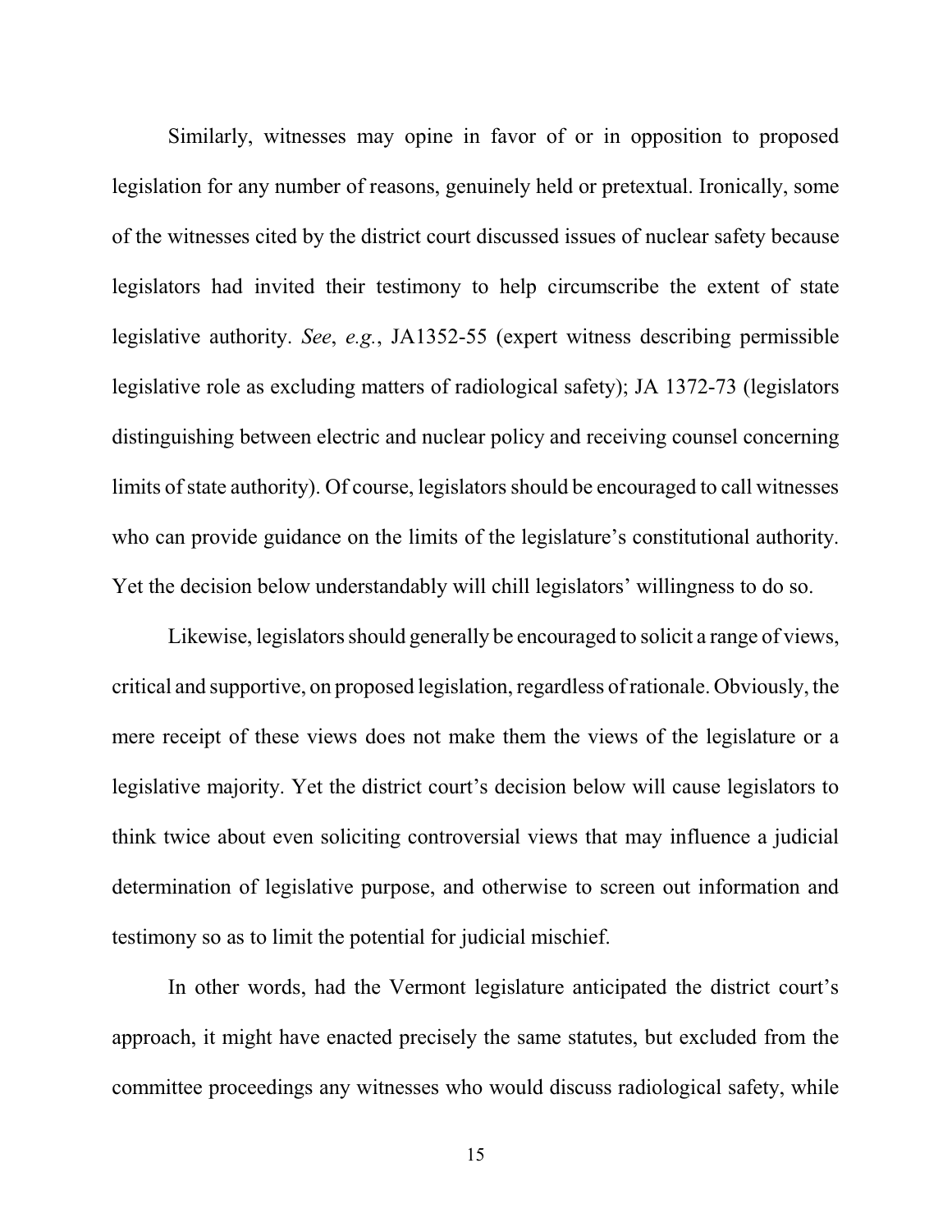Similarly, witnesses may opine in favor of or in opposition to proposed legislation for any number of reasons, genuinely held or pretextual. Ironically, some of the witnesses cited by the district court discussed issues of nuclear safety because legislators had invited their testimony to help circumscribe the extent of state legislative authority. *See*, *e.g.*, JA1352-55 (expert witness describing permissible legislative role as excluding matters of radiological safety); JA 1372-73 (legislators distinguishing between electric and nuclear policy and receiving counsel concerning limits of state authority). Of course, legislators should be encouraged to call witnesses who can provide guidance on the limits of the legislature's constitutional authority. Yet the decision below understandably will chill legislators' willingness to do so.

Likewise, legislators should generally be encouraged to solicit a range of views, critical and supportive, on proposed legislation, regardless of rationale. Obviously, the mere receipt of these views does not make them the views of the legislature or a legislative majority. Yet the district court's decision below will cause legislators to think twice about even soliciting controversial views that may influence a judicial determination of legislative purpose, and otherwise to screen out information and testimony so as to limit the potential for judicial mischief.

In other words, had the Vermont legislature anticipated the district court's approach, it might have enacted precisely the same statutes, but excluded from the committee proceedings any witnesses who would discuss radiological safety, while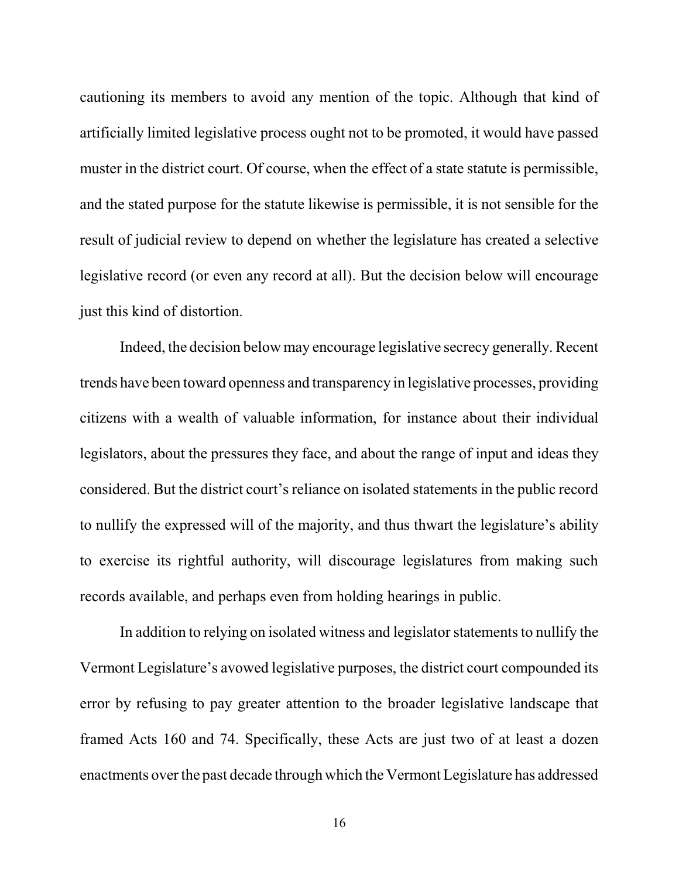cautioning its members to avoid any mention of the topic. Although that kind of artificially limited legislative process ought not to be promoted, it would have passed muster in the district court. Of course, when the effect of a state statute is permissible, and the stated purpose for the statute likewise is permissible, it is not sensible for the result of judicial review to depend on whether the legislature has created a selective legislative record (or even any record at all). But the decision below will encourage just this kind of distortion.

Indeed, the decision below may encourage legislative secrecy generally. Recent trends have been toward openness and transparency in legislative processes, providing citizens with a wealth of valuable information, for instance about their individual legislators, about the pressures they face, and about the range of input and ideas they considered. But the district court's reliance on isolated statements in the public record to nullify the expressed will of the majority, and thus thwart the legislature's ability to exercise its rightful authority, will discourage legislatures from making such records available, and perhaps even from holding hearings in public.

In addition to relying on isolated witness and legislator statements to nullify the Vermont Legislature's avowed legislative purposes, the district court compounded its error by refusing to pay greater attention to the broader legislative landscape that framed Acts 160 and 74. Specifically, these Acts are just two of at least a dozen enactments over the past decade through which the Vermont Legislature has addressed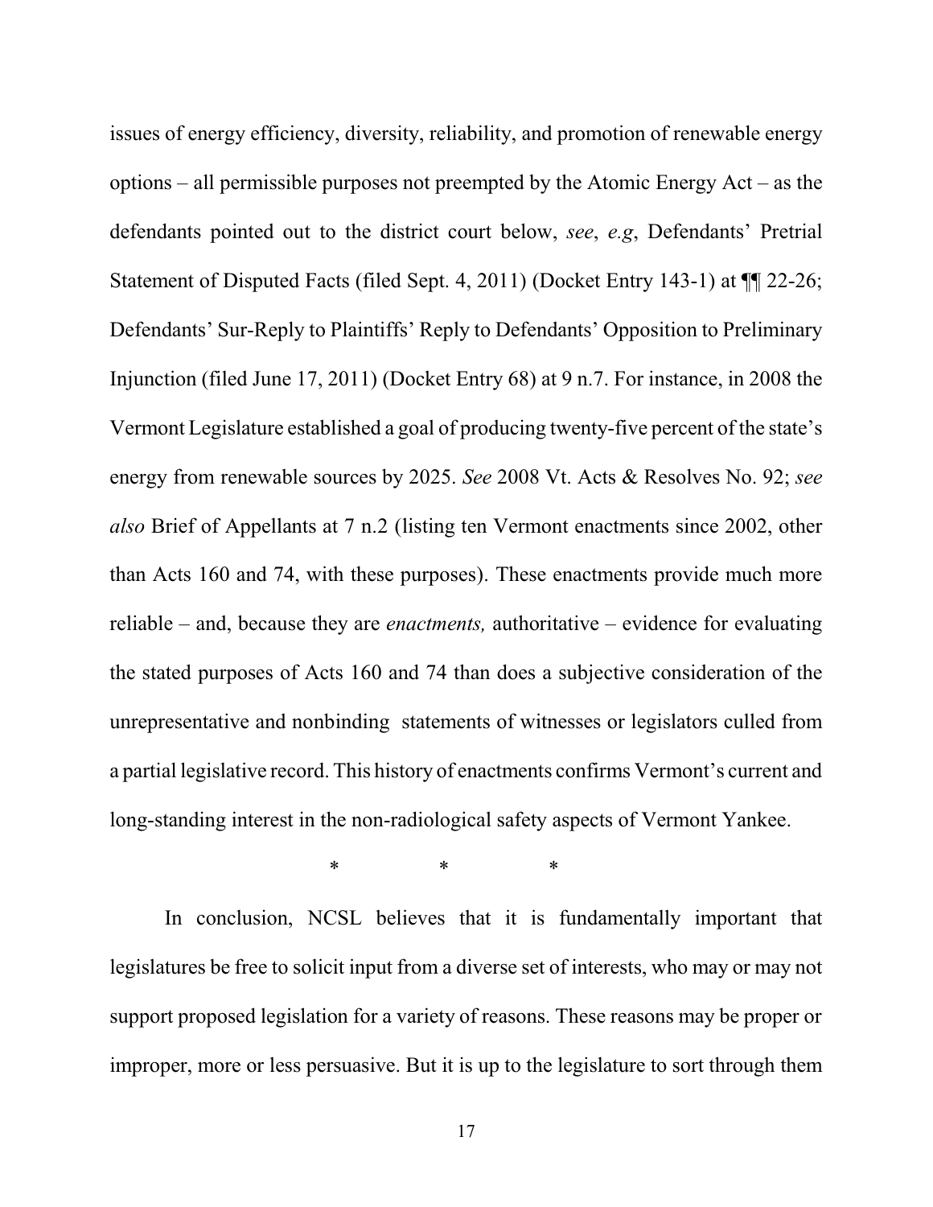issues of energy efficiency, diversity, reliability, and promotion of renewable energy options – all permissible purposes not preempted by the Atomic Energy Act – as the defendants pointed out to the district court below, *see*, *e.g*, Defendants' Pretrial Statement of Disputed Facts (filed Sept. 4, 2011) (Docket Entry 143-1) at ¶¶ 22-26; Defendants' Sur-Reply to Plaintiffs' Reply to Defendants' Opposition to Preliminary Injunction (filed June 17, 2011) (Docket Entry 68) at 9 n.7. For instance, in 2008 the Vermont Legislature established a goal of producing twenty-five percent of the state's energy from renewable sources by 2025. *See* 2008 Vt. Acts & Resolves No. 92; *see also* Brief of Appellants at 7 n.2 (listing ten Vermont enactments since 2002, other than Acts 160 and 74, with these purposes). These enactments provide much more reliable – and, because they are *enactments,* authoritative – evidence for evaluating the stated purposes of Acts 160 and 74 than does a subjective consideration of the unrepresentative and nonbinding statements of witnesses or legislators culled from a partial legislative record. This history of enactments confirms Vermont's current and long-standing interest in the non-radiological safety aspects of Vermont Yankee.

\* \* \*

In conclusion, NCSL believes that it is fundamentally important that legislatures be free to solicit input from a diverse set of interests, who may or may not support proposed legislation for a variety of reasons. These reasons may be proper or improper, more or less persuasive. But it is up to the legislature to sort through them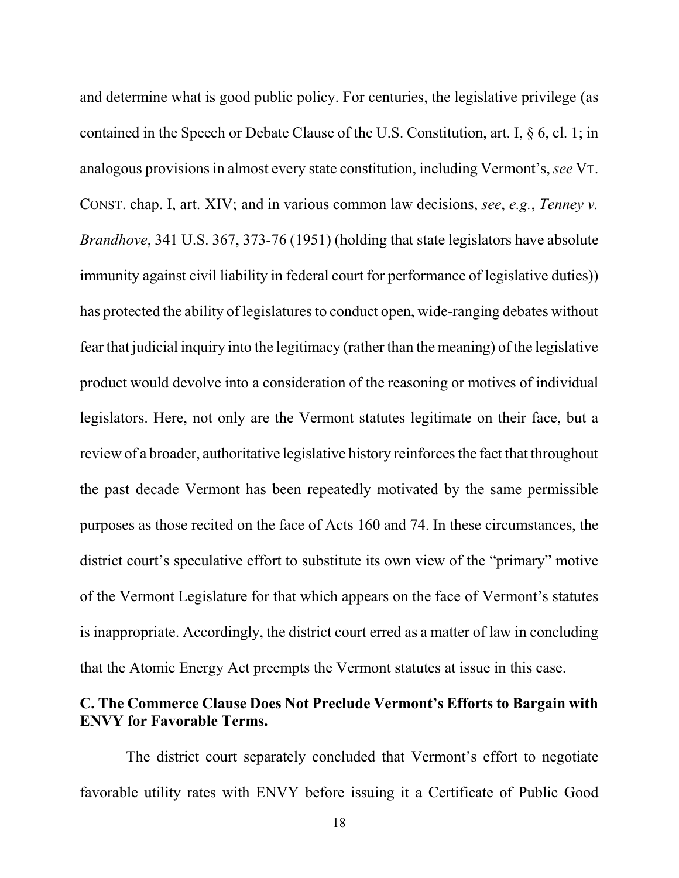and determine what is good public policy. For centuries, the legislative privilege (as contained in the Speech or Debate Clause of the U.S. Constitution, art. I, § 6, cl. 1; in analogous provisions in almost every state constitution, including Vermont's, *see* VT. CONST. chap. I, art. XIV; and in various common law decisions, *see*, *e.g.*, *Tenney v. Brandhove*, 341 U.S. 367, 373-76 (1951) (holding that state legislators have absolute immunity against civil liability in federal court for performance of legislative duties)) has protected the ability of legislatures to conduct open, wide-ranging debates without fear that judicial inquiry into the legitimacy (rather than the meaning) of the legislative product would devolve into a consideration of the reasoning or motives of individual legislators. Here, not only are the Vermont statutes legitimate on their face, but a review of a broader, authoritative legislative history reinforces the fact that throughout the past decade Vermont has been repeatedly motivated by the same permissible purposes as those recited on the face of Acts 160 and 74. In these circumstances, the district court's speculative effort to substitute its own view of the "primary" motive of the Vermont Legislature for that which appears on the face of Vermont's statutes is inappropriate. Accordingly, the district court erred as a matter of law in concluding that the Atomic Energy Act preempts the Vermont statutes at issue in this case.

### C. The Commerce Clause Does Not Preclude Vermont's Efforts to Bargain with ENVY for Favorable Terms.

The district court separately concluded that Vermont's effort to negotiate favorable utility rates with ENVY before issuing it a Certificate of Public Good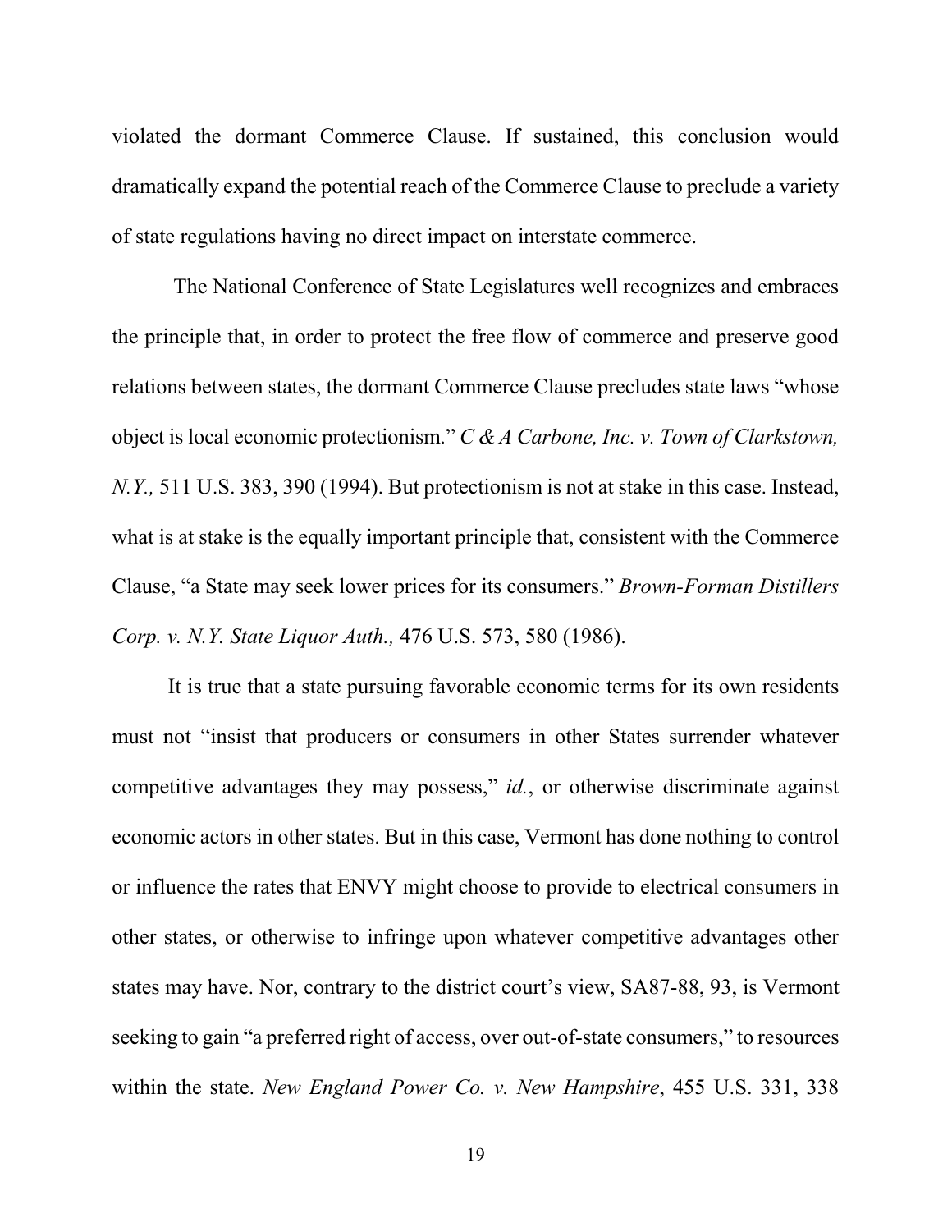violated the dormant Commerce Clause. If sustained, this conclusion would dramatically expand the potential reach of the Commerce Clause to preclude a variety of state regulations having no direct impact on interstate commerce.

The National Conference of State Legislatures well recognizes and embraces the principle that, in order to protect the free flow of commerce and preserve good relations between states, the dormant Commerce Clause precludes state laws "whose object is local economic protectionism." *C & A Carbone, Inc. v. Town of Clarkstown, N.Y.,* 511 U.S. 383, 390 (1994). But protectionism is not at stake in this case. Instead, what is at stake is the equally important principle that, consistent with the Commerce Clause, "a State may seek lower prices for its consumers." *Brown-Forman Distillers Corp. v. N.Y. State Liquor Auth.,* 476 U.S. 573, 580 (1986).

It is true that a state pursuing favorable economic terms for its own residents must not "insist that producers or consumers in other States surrender whatever competitive advantages they may possess," *id.*, or otherwise discriminate against economic actors in other states. But in this case, Vermont has done nothing to control or influence the rates that ENVY might choose to provide to electrical consumers in other states, or otherwise to infringe upon whatever competitive advantages other states may have. Nor, contrary to the district court's view, SA87-88, 93, is Vermont seeking to gain "a preferred right of access, over out-of-state consumers," to resources within the state. *New England Power Co. v. New Hampshire*, 455 U.S. 331, 338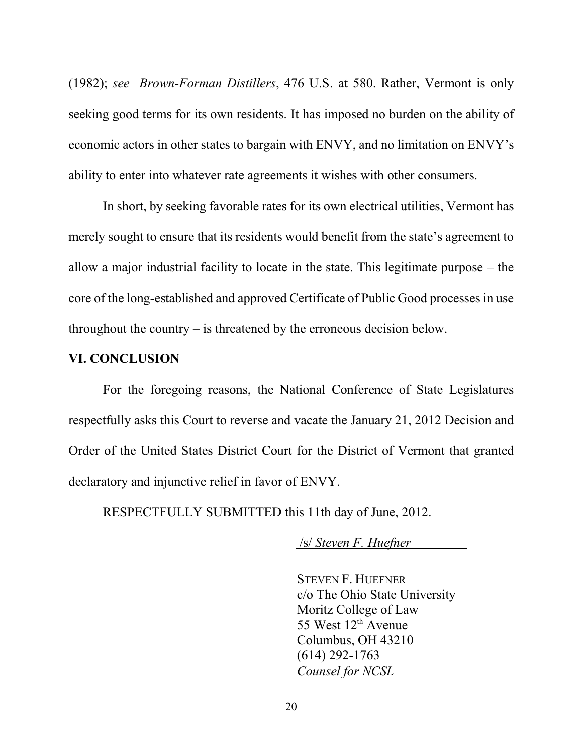(1982); *see Brown-Forman Distillers*, 476 U.S. at 580. Rather, Vermont is only seeking good terms for its own residents. It has imposed no burden on the ability of economic actors in other states to bargain with ENVY, and no limitation on ENVY's ability to enter into whatever rate agreements it wishes with other consumers.

In short, by seeking favorable rates for its own electrical utilities, Vermont has merely sought to ensure that its residents would benefit from the state's agreement to allow a major industrial facility to locate in the state. This legitimate purpose – the core of the long-established and approved Certificate of Public Good processes in use throughout the country – is threatened by the erroneous decision below.

## VI. CONCLUSION

For the foregoing reasons, the National Conference of State Legislatures respectfully asks this Court to reverse and vacate the January 21, 2012 Decision and Order of the United States District Court for the District of Vermont that granted declaratory and injunctive relief in favor of ENVY.

RESPECTFULLY SUBMITTED this 11th day of June, 2012.

/s/ *Steven F. Huefner*

STEVEN F. HUEFNER
c/o The Ohio State University
Moritz College of Law
55 West 12th Avenue
Columbus, OH 43210
(614) 292-1763
*Counsel for NCSL*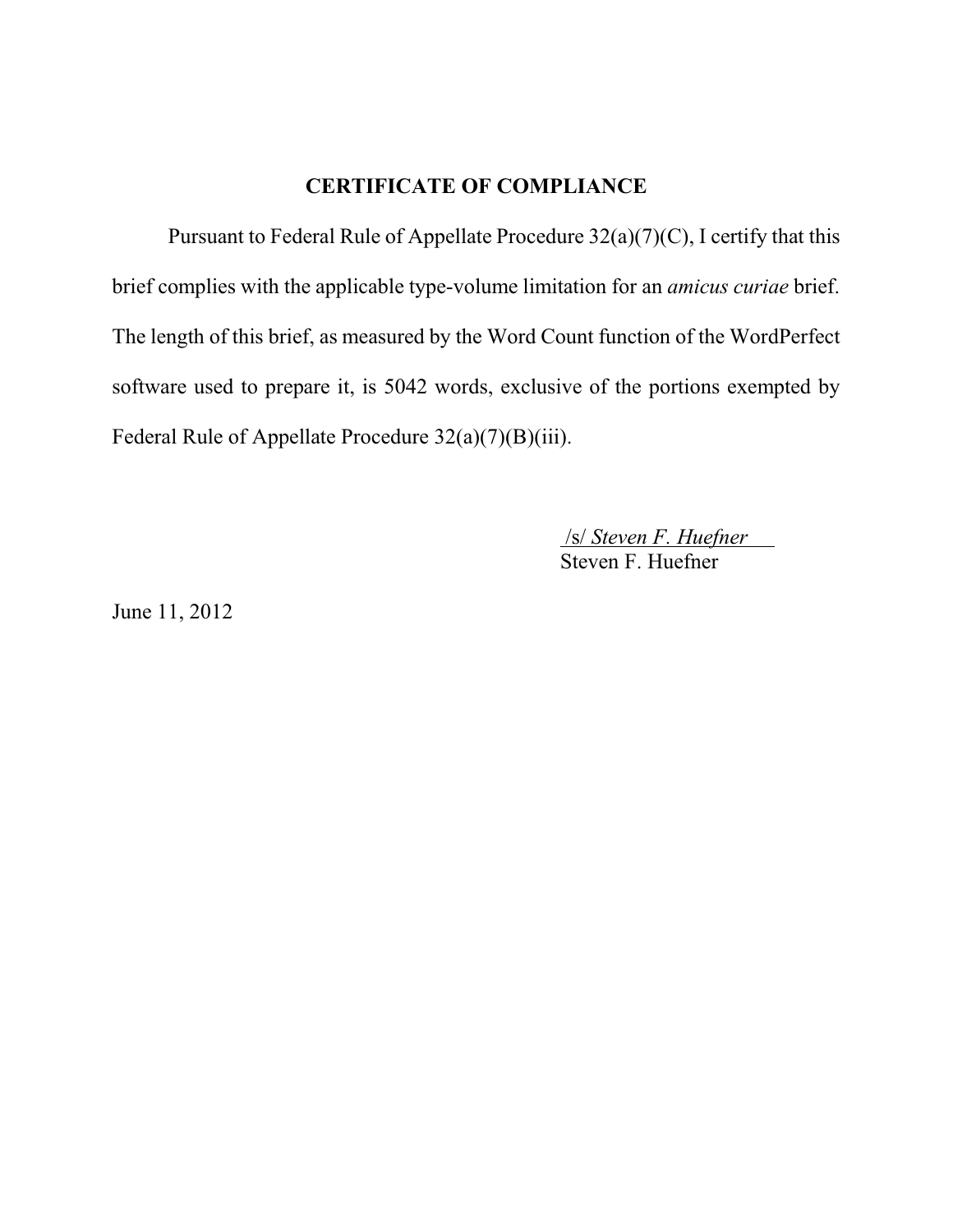## CERTIFICATE OF COMPLIANCE

Pursuant to Federal Rule of Appellate Procedure 32(a)(7)(C), I certify that this brief complies with the applicable type-volume limitation for an *amicus curiae* brief. The length of this brief, as measured by the Word Count function of the WordPerfect software used to prepare it, is 5042 words, exclusive of the portions exempted by Federal Rule of Appellate Procedure 32(a)(7)(B)(iii).

/s/ *Steven F. Huefner*
Steven F. Huefner

June 11, 2012